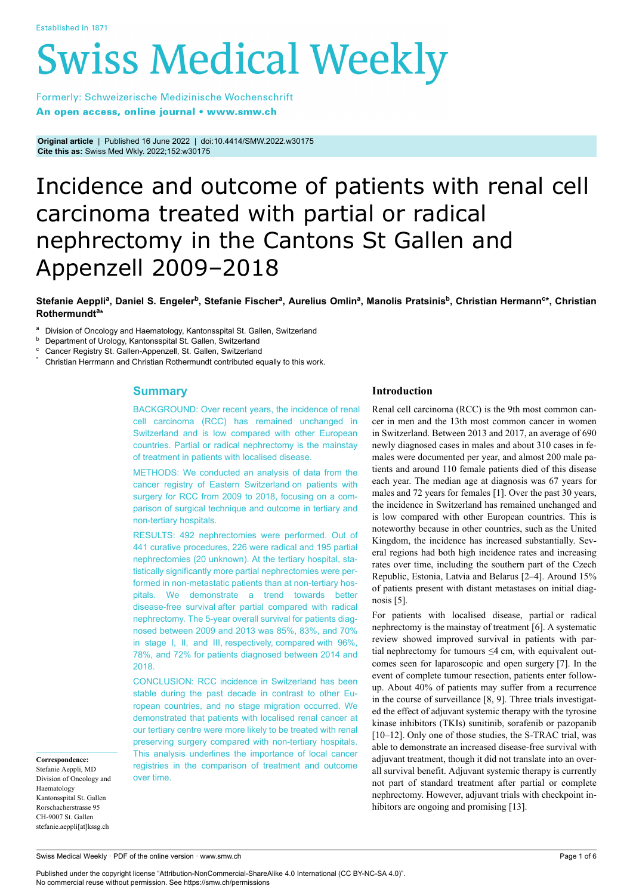Original article | Published 16 June 2022 | doi:10.4414/SMW.2022.w30175
Cite this as: Swiss Med Wkly. 2022;152:w30175

# Incidence and outcome of patients with renal cell carcinoma treated with partial or radical nephrectomy in the Cantons St Gallen and Appenzell 2009–2018

**Stefanie Aeppli[a], Daniel S. Engeler[b], Stefanie Fischer[a], Aurelius Omlin[a], Manolis Pratsinis[b], Christian Hermann[c*], Christian Rothermundt[a*]**

[a] Division of Oncology and Haematology, Kantonsspital St. Gallen, Switzerland
[b] Department of Urology, Kantonsspital St. Gallen, Switzerland
[c] Cancer Registry St. Gallen-Appenzell, St. Gallen, Switzerland
[*] Christian Herrmann and Christian Rothermundt contributed equally to this work.

## Summary

BACKGROUND: Over recent years, the incidence of renal cell carcinoma (RCC) has remained unchanged in Switzerland and is low compared with other European countries. Partial or radical nephrectomy is the mainstay of treatment in patients with localised disease.

METHODS: We conducted an analysis of data from the cancer registry of Eastern Switzerland on patients with surgery for RCC from 2009 to 2018, focusing on a comparison of surgical technique and outcome in tertiary and non-tertiary hospitals.

RESULTS: 492 nephrectomies were performed. Out of 441 curative procedures, 226 were radical and 195 partial nephrectomies (20 unknown). At the tertiary hospital, statistically significantly more partial nephrectomies were performed in non-metastatic patients than at non-tertiary hospitals. We demonstrate a trend towards better disease-free survival after partial compared with radical nephrectomy. The 5-year overall survival for patients diagnosed between 2009 and 2013 was 85%, 83%, and 70% in stage I, II, and III, respectively, compared with 96%, 78%, and 72% for patients diagnosed between 2014 and 2018.

CONCLUSION: RCC incidence in Switzerland has been stable during the past decade in contrast to other European countries, and no stage migration occurred. We demonstrated that patients with localised renal cancer at our tertiary centre were more likely to be treated with renal preserving surgery compared with non-tertiary hospitals. This analysis underlines the importance of local cancer registries in the comparison of treatment and outcome over time.

**Correspondence:**
Stefanie Aeppli, MD
Division of Oncology and Haematology
Kantonsspital St. Gallen
Rorschacherstrasse 95
CH-9007 St. Gallen
stefanie.aeppli[at]kssg.ch

## Introduction

Renal cell carcinoma (RCC) is the 9th most common cancer in men and the 13th most common cancer in women in Switzerland. Between 2013 and 2017, an average of 690 newly diagnosed cases in males and about 310 cases in females were documented per year, and almost 200 male patients and around 110 female patients died of this disease each year. The median age at diagnosis was 67 years for males and 72 years for females [1]. Over the past 30 years, the incidence in Switzerland has remained unchanged and is low compared with other European countries. This is noteworthy because in other countries, such as the United Kingdom, the incidence has increased substantially. Several regions had both high incidence rates and increasing rates over time, including the southern part of the Czech Republic, Estonia, Latvia and Belarus [2–4]. Around 15% of patients present with distant metastases on initial diagnosis [5].

For patients with localised disease, partial or radical nephrectomy is the mainstay of treatment [6]. A systematic review showed improved survival in patients with partial nephrectomy for tumours ≤4 cm, with equivalent outcomes seen for laparoscopic and open surgery [7]. In the event of complete tumour resection, patients enter follow-up. About 40% of patients may suffer from a recurrence in the course of surveillance [8, 9]. Three trials investigated the effect of adjuvant systemic therapy with the tyrosine kinase inhibitors (TKIs) sunitinib, sorafenib or pazopanib [10–12]. Only one of those studies, the S-TRAC trial, was able to demonstrate an increased disease-free survival with adjuvant treatment, though it did not translate into an overall survival benefit. Adjuvant systemic therapy is currently not part of standard treatment after partial or complete nephrectomy. However, adjuvant trials with checkpoint inhibitors are ongoing and promising [13].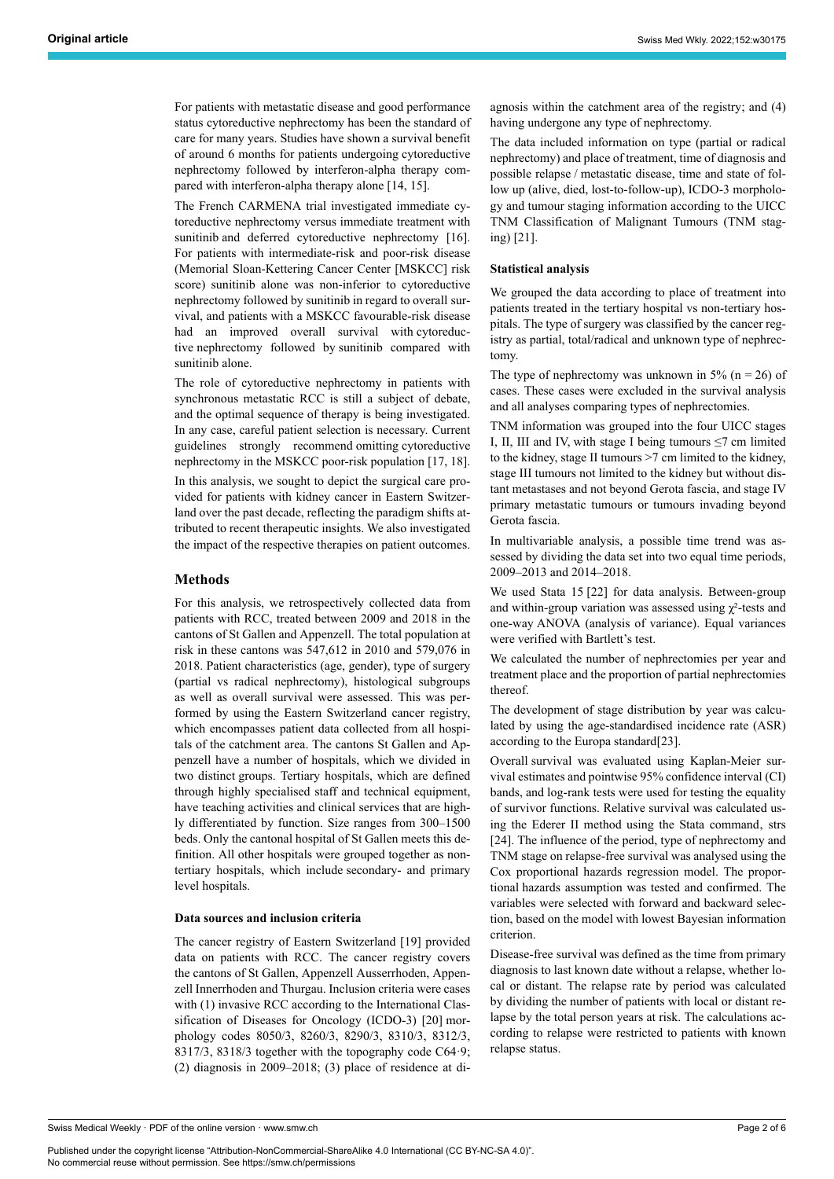For patients with metastatic disease and good performance status cytoreductive nephrectomy has been the standard of care for many years. Studies have shown a survival benefit of around 6 months for patients undergoing cytoreductive nephrectomy followed by interferon-alpha therapy compared with interferon-alpha therapy alone [14, 15].

The French CARMENA trial investigated immediate cytoreductive nephrectomy versus immediate treatment with sunitinib and deferred cytoreductive nephrectomy [16]. For patients with intermediate-risk and poor-risk disease (Memorial Sloan-Kettering Cancer Center [MSKCC] risk score) sunitinib alone was non-inferior to cytoreductive nephrectomy followed by sunitinib in regard to overall survival, and patients with a MSKCC favourable-risk disease had an improved overall survival with cytoreductive nephrectomy followed by sunitinib compared with sunitinib alone.

The role of cytoreductive nephrectomy in patients with synchronous metastatic RCC is still a subject of debate, and the optimal sequence of therapy is being investigated. In any case, careful patient selection is necessary. Current guidelines strongly recommend omitting cytoreductive nephrectomy in the MSKCC poor-risk population [17, 18].

In this analysis, we sought to depict the surgical care provided for patients with kidney cancer in Eastern Switzerland over the past decade, reflecting the paradigm shifts attributed to recent therapeutic insights. We also investigated the impact of the respective therapies on patient outcomes.

## Methods

For this analysis, we retrospectively collected data from patients with RCC, treated between 2009 and 2018 in the cantons of St Gallen and Appenzell. The total population at risk in these cantons was 547,612 in 2010 and 579,076 in 2018. Patient characteristics (age, gender), type of surgery (partial vs radical nephrectomy), histological subgroups as well as overall survival were assessed. This was performed by using the Eastern Switzerland cancer registry, which encompasses patient data collected from all hospitals of the catchment area. The cantons St Gallen and Appenzell have a number of hospitals, which we divided in two distinct groups. Tertiary hospitals, which are defined through highly specialised staff and technical equipment, have teaching activities and clinical services that are highly differentiated by function. Size ranges from 300–1500 beds. Only the cantonal hospital of St Gallen meets this definition. All other hospitals were grouped together as non-tertiary hospitals, which include secondary- and primary level hospitals.

### Data sources and inclusion criteria

The cancer registry of Eastern Switzerland [19] provided data on patients with RCC. The cancer registry covers the cantons of St Gallen, Appenzell Ausserrhoden, Appenzell Innerrhoden and Thurgau. Inclusion criteria were cases with (1) invasive RCC according to the International Classification of Diseases for Oncology (ICDO-3) [20] morphology codes 8050/3, 8260/3, 8290/3, 8310/3, 8312/3, 8317/3, 8318/3 together with the topography code C64·9; (2) diagnosis in 2009–2018; (3) place of residence at diagnosis within the catchment area of the registry; and (4) having undergone any type of nephrectomy.

The data included information on type (partial or radical nephrectomy) and place of treatment, time of diagnosis and possible relapse / metastatic disease, time and state of follow up (alive, died, lost-to-follow-up), ICDO-3 morphology and tumour staging information according to the UICC TNM Classification of Malignant Tumours (TNM staging) [21].

### Statistical analysis

We grouped the data according to place of treatment into patients treated in the tertiary hospital vs non-tertiary hospitals. The type of surgery was classified by the cancer registry as partial, total/radical and unknown type of nephrectomy.

The type of nephrectomy was unknown in 5% (n = 26) of cases. These cases were excluded in the survival analysis and all analyses comparing types of nephrectomies.

TNM information was grouped into the four UICC stages I, II, III and IV, with stage I being tumours ≤7 cm limited to the kidney, stage II tumours >7 cm limited to the kidney, stage III tumours not limited to the kidney but without distant metastases and not beyond Gerota fascia, and stage IV primary metastatic tumours or tumours invading beyond Gerota fascia.

In multivariable analysis, a possible time trend was assessed by dividing the data set into two equal time periods, 2009–2013 and 2014–2018.

We used Stata 15 [22] for data analysis. Between-group and within-group variation was assessed using $\chi^2$-tests and one-way ANOVA (analysis of variance). Equal variances were verified with Bartlett's test.

We calculated the number of nephrectomies per year and treatment place and the proportion of partial nephrectomies thereof.

The development of stage distribution by year was calculated by using the age-standardised incidence rate (ASR) according to the Europa standard[23].

Overall survival was evaluated using Kaplan-Meier survival estimates and pointwise 95% confidence interval (CI) bands, and log-rank tests were used for testing the equality of survivor functions. Relative survival was calculated using the Ederer II method using the Stata command, strs [24]. The influence of the period, type of nephrectomy and TNM stage on relapse-free survival was analysed using the Cox proportional hazards regression model. The proportional hazards assumption was tested and confirmed. The variables were selected with forward and backward selection, based on the model with lowest Bayesian information criterion.

Disease-free survival was defined as the time from primary diagnosis to last known date without a relapse, whether local or distant. The relapse rate by period was calculated by dividing the number of patients with local or distant relapse by the total person years at risk. The calculations according to relapse were restricted to patients with known relapse status.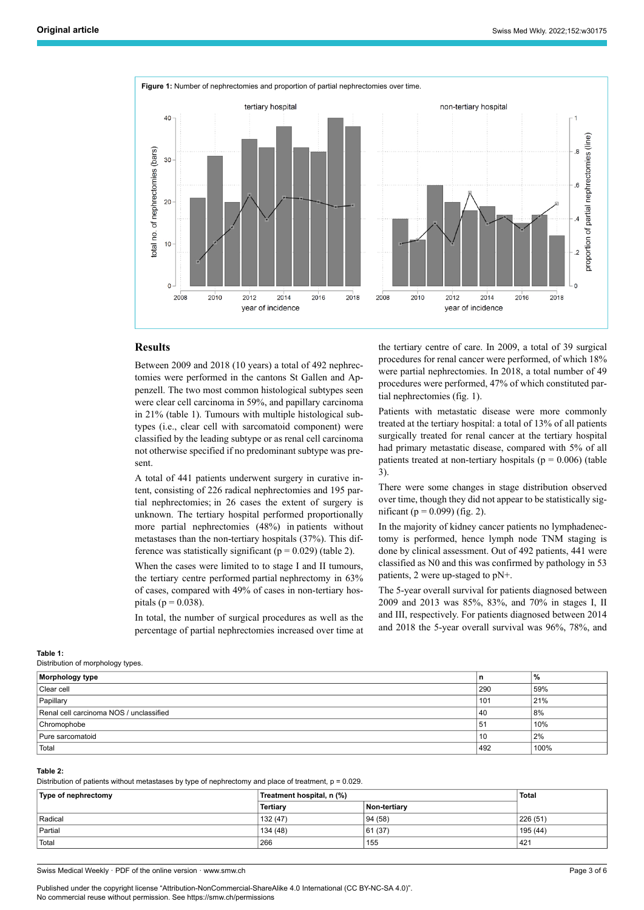**Figure 1:** Number of nephrectomies and proportion of partial nephrectomies over time.

## Results

Between 2009 and 2018 (10 years) a total of 492 nephrectomies were performed in the cantons St Gallen and Appenzell. The two most common histological subtypes seen were clear cell carcinoma in 59%, and papillary carcinoma in 21% (table 1). Tumours with multiple histological subtypes (i.e., clear cell with sarcomatoid component) were classified by the leading subtype or as renal cell carcinoma not otherwise specified if no predominant subtype was present.

A total of 441 patients underwent surgery in curative intent, consisting of 226 radical nephrectomies and 195 partial nephrectomies; in 26 cases the extent of surgery is unknown. The tertiary hospital performed proportionally more partial nephrectomies (48%) in patients without metastases than the non-tertiary hospitals (37%). This difference was statistically significant ($p = 0.029$) (table 2).

When the cases were limited to stage I and II tumours, the tertiary centre performed partial nephrectomy in 63% of cases, compared with 49% of cases in non-tertiary hospitals ($p = 0.038$).

In total, the number of surgical procedures as well as the percentage of partial nephrectomies increased over time at the tertiary centre of care. In 2009, a total of 39 surgical procedures for renal cancer were performed, of which 18% were partial nephrectomies. In 2018, a total number of 49 procedures were performed, 47% of which constituted partial nephrectomies (fig. 1).

Patients with metastatic disease were more commonly treated at the tertiary hospital: a total of 13% of all patients surgically treated for renal cancer at the tertiary hospital had primary metastatic disease, compared with 5% of all patients treated at non-tertiary hospitals ($p = 0.006$) (table 3).

There were some changes in stage distribution observed over time, though they did not appear to be statistically significant ($p = 0.099$) (fig. 2).

In the majority of kidney cancer patients no lymphadenectomy is performed, hence lymph node TNM staging is done by clinical assessment. Out of 492 patients, 441 were classified as N0 and this was confirmed by pathology in 53 patients, 2 were up-staged to pN+.

The 5-year overall survival for patients diagnosed between 2009 and 2013 was 85%, 83%, and 70% in stages I, II and III, respectively. For patients diagnosed between 2014 and 2018 the 5-year overall survival was 96%, 78%, and

**Table 1:**
Distribution of morphology types.

| Morphology type | n | % |
|---|---|---|
| Clear cell | 290 | 59% |
| Papillary | 101 | 21% |
| Renal cell carcinoma NOS / unclassified | 40 | 8% |
| Chromophobe | 51 | 10% |
| Pure sarcomatoid | 10 | 2% |
| Total | 492 | 100% |

**Table 2:**
Distribution of patients without metastases by type of nephrectomy and place of treatment, $p = 0.029$.

| Type of nephrectomy | Treatment hospital, n (%) | | Total |
|---|---|---|---|
| | Tertiary | Non-tertiary | |
| Radical | 132 (47) | 94 (58) | 226 (51) |
| Partial | 134 (48) | 61 (37) | 195 (44) |
| Total | 266 | 155 | 421 |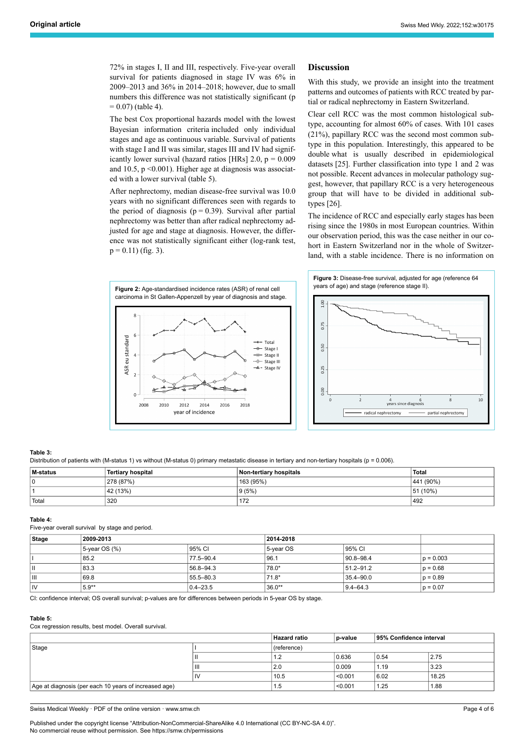72% in stages I, II and III, respectively. Five-year overall survival for patients diagnosed in stage IV was 6% in 2009–2013 and 36% in 2014–2018; however, due to small numbers this difference was not statistically significant ($p = 0.07$) (table 4).

The best Cox proportional hazards model with the lowest Bayesian information criteria included only individual stages and age as continuous variable. Survival of patients with stage I and II was similar, stages III and IV had significantly lower survival (hazard ratios [HRs] 2.0, $p = 0.009$ and 10.5, $p < 0.001$). Higher age at diagnosis was associated with a lower survival (table 5).

After nephrectomy, median disease-free survival was 10.0 years with no significant differences seen with regards to the period of diagnosis ($p = 0.39$). Survival after partial nephrectomy was better than after radical nephrectomy adjusted for age and stage at diagnosis. However, the difference was not statistically significant either (log-rank test, $p = 0.11$) (fig. 3).

**Figure 2:** Age-standardised incidence rates (ASR) of renal cell carcinoma in St Gallen-Appenzell by year of diagnosis and stage.

## Discussion

With this study, we provide an insight into the treatment patterns and outcomes of patients with RCC treated by partial or radical nephrectomy in Eastern Switzerland.

Clear cell RCC was the most common histological subtype, accounting for almost 60% of cases. With 101 cases (21%), papillary RCC was the second most common subtype in this population. Interestingly, this appeared to be double what is usually described in epidemiological datasets [25]. Further classification into type 1 and 2 was not possible. Recent advances in molecular pathology suggest, however, that papillary RCC is a very heterogeneous group that will have to be divided in additional subtypes [26].

The incidence of RCC and especially early stages has been rising since the 1980s in most European countries. Within our observation period, this was the case neither in our cohort in Eastern Switzerland nor in the whole of Switzerland, with a stable incidence. There is no information on

**Figure 3:** Disease-free survival, adjusted for age (reference 64 years of age) and stage (reference stage II).

**Table 3:**
Distribution of patients with (M-status 1) vs without (M-status 0) primary metastatic disease in tertiary and non-tertiary hospitals ($p = 0.006$).

| M-status | Tertiary hospital | Non-tertiary hospitals | Total |
|---|---|---|---|
| 0 | 278 (87%) | 163 (95%) | 441 (90%) |
| 1 | 42 (13%) | 9 (5%) | 51 (10%) |
| Total | 320 | 172 | 492 |

**Table 4:**
Five-year overall survival by stage and period.

| Stage | 2009-2013 | | 2014-2018 | | |
|---|---|---|---|---|---|
| | 5-year OS (%) | 95% CI | 5-year OS | 95% CI | |
| I | 85.2 | 77.5–90.4 | 96.1 | 90.8–98.4 | p = 0.003 |
| II | 83.3 | 56.8–94.3 | 78.0* | 51.2–91.2 | p = 0.68 |
| III | 69.8 | 55.5–80.3 | 71.8* | 35.4–90.0 | p = 0.89 |
| IV | 5.9** | 0.4–23.5 | 36.0** | 9.4–64.3 | p = 0.07 |

CI: confidence interval; OS overall survival; p-values are for differences between periods in 5-year OS by stage.

**Table 5:**
Cox regression results, best model. Overall survival.

| | | Hazard ratio | p-value | 95% Confidence interval | |
|---|---|---|---|---|---|
| Stage | I | (reference) | | | |
| | II | 1.2 | 0.636 | 0.54 | 2.75 |
| | III | 2.0 | 0.009 | 1.19 | 3.23 |
| | IV | 10.5 | <0.001 | 6.02 | 18.25 |
| Age at diagnosis (per each 10 years of increased age) | | 1.5 | <0.001 | 1.25 | 1.88 |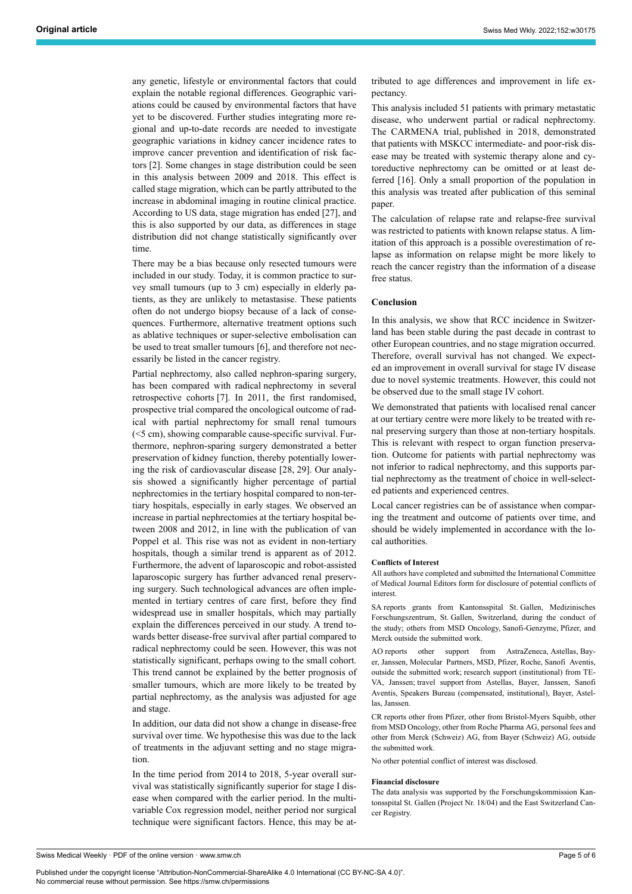any genetic, lifestyle or environmental factors that could explain the notable regional differences. Geographic variations could be caused by environmental factors that have yet to be discovered. Further studies integrating more regional and up-to-date records are needed to investigate geographic variations in kidney cancer incidence rates to improve cancer prevention and identification of risk factors [2]. Some changes in stage distribution could be seen in this analysis between 2009 and 2018. This effect is called stage migration, which can be partly attributed to the increase in abdominal imaging in routine clinical practice. According to US data, stage migration has ended [27], and this is also supported by our data, as differences in stage distribution did not change statistically significantly over time.

There may be a bias because only resected tumours were included in our study. Today, it is common practice to survey small tumours (up to 3 cm) especially in elderly patients, as they are unlikely to metastasise. These patients often do not undergo biopsy because of a lack of consequences. Furthermore, alternative treatment options such as ablative techniques or super-selective embolisation can be used to treat smaller tumours [6], and therefore not necessarily be listed in the cancer registry.

Partial nephrectomy, also called nephron-sparing surgery, has been compared with radical nephrectomy in several retrospective cohorts [7]. In 2011, the first randomised, prospective trial compared the oncological outcome of radical with partial nephrectomy for small renal tumours (<5 cm), showing comparable cause-specific survival. Furthermore, nephron-sparing surgery demonstrated a better preservation of kidney function, thereby potentially lowering the risk of cardiovascular disease [28, 29]. Our analysis showed a significantly higher percentage of partial nephrectomies in the tertiary hospital compared to non-tertiary hospitals, especially in early stages. We observed an increase in partial nephrectomies at the tertiary hospital between 2008 and 2012, in line with the publication of van Poppel et al. This rise was not as evident in non-tertiary hospitals, though a similar trend is apparent as of 2012. Furthermore, the advent of laparoscopic and robot-assisted laparoscopic surgery has further advanced renal preserving surgery. Such technological advances are often implemented in tertiary centres of care first, before they find widespread use in smaller hospitals, which may partially explain the differences perceived in our study. A trend towards better disease-free survival after partial compared to radical nephrectomy could be seen. However, this was not statistically significant, perhaps owing to the small cohort. This trend cannot be explained by the better prognosis of smaller tumours, which are more likely to be treated by partial nephrectomy, as the analysis was adjusted for age and stage.

In addition, our data did not show a change in disease-free survival over time. We hypothesise this was due to the lack of treatments in the adjuvant setting and no stage migration.

In the time period from 2014 to 2018, 5-year overall survival was statistically significantly superior for stage I disease when compared with the earlier period. In the multivariable Cox regression model, neither period nor surgical technique were significant factors. Hence, this may be attributed to age differences and improvement in life expectancy.

This analysis included 51 patients with primary metastatic disease, who underwent partial or radical nephrectomy. The CARMENA trial, published in 2018, demonstrated that patients with MSKCC intermediate- and poor-risk disease may be treated with systemic therapy alone and cytoreductive nephrectomy can be omitted or at least deferred [16]. Only a small proportion of the population in this analysis was treated after publication of this seminal paper.

The calculation of relapse rate and relapse-free survival was restricted to patients with known relapse status. A limitation of this approach is a possible overestimation of relapse as information on relapse might be more likely to reach the cancer registry than the information of a disease free status.

## Conclusion

In this analysis, we show that RCC incidence in Switzerland has been stable during the past decade in contrast to other European countries, and no stage migration occurred. Therefore, overall survival has not changed. We expected an improvement in overall survival for stage IV disease due to novel systemic treatments. However, this could not be observed due to the small stage IV cohort.

We demonstrated that patients with localised renal cancer at our tertiary centre were more likely to be treated with renal preserving surgery than those at non-tertiary hospitals. This is relevant with respect to organ function preservation. Outcome for patients with partial nephrectomy was not inferior to radical nephrectomy, and this supports partial nephrectomy as the treatment of choice in well-selected patients and experienced centres.

Local cancer registries can be of assistance when comparing the treatment and outcome of patients over time, and should be widely implemented in accordance with the local authorities.

#### Conflicts of Interest

All authors have completed and submitted the International Committee of Medical Journal Editors form for disclosure of potential conflicts of interest.

SA reports grants from Kantonsspital St. Gallen, Medizinisches Forschungszentrum, St. Gallen, Switzerland, during the conduct of the study; others from MSD Oncology, Sanofi-Genzyme, Pfizer, and Merck outside the submitted work.

AO reports other support from AstraZeneca, Astellas, Bayer, Janssen, Molecular Partners, MSD, Pfizer, Roche, Sanofi Aventis, outside the submitted work; research support (institutional) from TEVA, Janssen; travel support from Astellas, Bayer, Janssen, Sanofi Aventis, Speakers Bureau (compensated, institutional), Bayer, Astellas, Janssen.

CR reports other from Pfizer, other from Bristol-Myers Squibb, other from MSD Oncology, other from Roche Pharma AG, personal fees and other from Merck (Schweiz) AG, from Bayer (Schweiz) AG, outside the submitted work.

No other potential conflict of interest was disclosed.

#### Financial disclosure

The data analysis was supported by the Forschungskommission Kantonsspital St. Gallen (Project Nr. 18/04) and the East Switzerland Cancer Registry.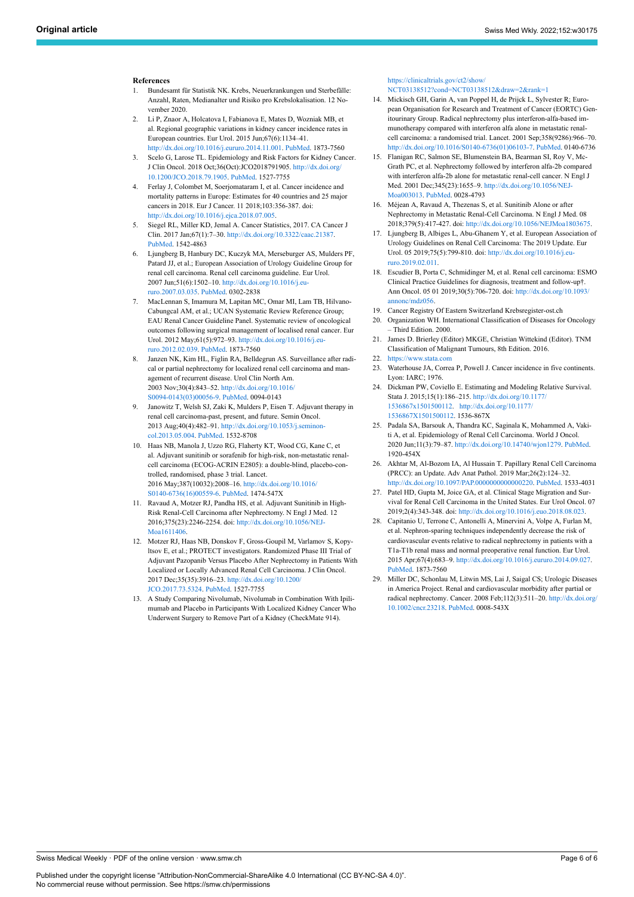## References

1. Bundesamt für Statistik NK. Krebs, Neuerkrankungen und Sterbefälle: Anzahl, Raten, Medianalter und Risiko pro Krebslokalisation. 12 November 2020.
2. Li P, Znaor A, Holcatova I, Fabianova E, Mates D, Wozniak MB, et al. Regional geographic variations in kidney cancer incidence rates in European countries. Eur Urol. 2015 Jun;67(6):1134–41. http://dx.doi.org/10.1016/j.eururo.2014.11.001. PubMed. 1873-7560
3. Scelo G, Larose TL. Epidemiology and Risk Factors for Kidney Cancer. J Clin Oncol. 2018 Oct;36(Oct):JCO2018791905. http://dx.doi.org/10.1200/JCO.2018.79.1905. PubMed. 1527-7755
4. Ferlay J, Colombet M, Soerjomataram I, et al. Cancer incidence and mortality patterns in Europe: Estimates for 40 countries and 25 major cancers in 2018. Eur J Cancer. 11 2018;103:356-387. doi: http://dx.doi.org/10.1016/j.ejca.2018.07.005.
5. Siegel RL, Miller KD, Jemal A. Cancer Statistics, 2017. CA Cancer J Clin. 2017 Jan;67(1):7–30. http://dx.doi.org/10.3322/caac.21387. PubMed. 1542-4863
6. Ljungberg B, Hanbury DC, Kuczyk MA, Merseburger AS, Mulders PF, Patard JJ, et al.; European Association of Urology Guideline Group for renal cell carcinoma. Renal cell carcinoma guideline. Eur Urol. 2007 Jun;51(6):1502–10. http://dx.doi.org/10.1016/j.eururo.2007.03.035. PubMed. 0302-2838
7. MacLennan S, Imamura M, Lapitan MC, Omar MI, Lam TB, Hilvano-Cabungcal AM, et al.; UCAN Systematic Review Reference Group; EAU Renal Cancer Guideline Panel. Systematic review of oncological outcomes following surgical management of localised renal cancer. Eur Urol. 2012 May;61(5):972–93. http://dx.doi.org/10.1016/j.eururo.2012.02.039. PubMed. 1873-7560
8. Janzen NK, Kim HL, Figlin RA, Belldegrun AS. Surveillance after radical or partial nephrectomy for localized renal cell carcinoma and management of recurrent disease. Urol Clin North Am. 2003 Nov;30(4):843–52. http://dx.doi.org/10.1016/S0094-0143(03)00056-9. PubMed. 0094-0143
9. Janowitz T, Welsh SJ, Zaki K, Mulders P, Eisen T. Adjuvant therapy in renal cell carcinoma-past, present, and future. Semin Oncol. 2013 Aug;40(4):482–91. http://dx.doi.org/10.1053/j.seminoncol.2013.05.004. PubMed. 1532-8708
10. Haas NB, Manola J, Uzzo RG, Flaherty KT, Wood CG, Kane C, et al. Adjuvant sunitinib or sorafenib for high-risk, non-metastatic renal-cell carcinoma (ECOG-ACRIN E2805): a double-blind, placebo-controlled, randomised, phase 3 trial. Lancet. 2016 May;387(10032):2008–16. http://dx.doi.org/10.1016/S0140-6736(16)00559-6. PubMed. 1474-547X
11. Ravaud A, Motzer RJ, Pandha HS, et al. Adjuvant Sunitinib in High-Risk Renal-Cell Carcinoma after Nephrectomy. N Engl J Med. 12 2016;375(23):2246-2254. doi: http://dx.doi.org/10.1056/NEJMoa1611406.
12. Motzer RJ, Haas NB, Donskov F, Gross-Goupil M, Varlamov S, Kopyltsov E, et al.; PROTECT investigators. Randomized Phase III Trial of Adjuvant Pazopanib Versus Placebo After Nephrectomy in Patients With Localized or Locally Advanced Renal Cell Carcinoma. J Clin Oncol. 2017 Dec;35(35):3916–23. http://dx.doi.org/10.1200/JCO.2017.73.5324. PubMed. 1527-7755
13. A Study Comparing Nivolumab, Nivolumab in Combination With Ipilimumab and Placebo in Participants With Localized Kidney Cancer Who Underwent Surgery to Remove Part of a Kidney (CheckMate 914). https://clinicaltrials.gov/ct2/show/NCT03138512?cond=NCT03138512&draw=2&rank=1
14. Mickisch GH, Garin A, van Poppel H, de Prijck L, Sylvester R; European Organisation for Research and Treatment of Cancer (EORTC) Genitourinary Group. Radical nephrectomy plus interferon-alfa-based immunotherapy compared with interferon alfa alone in metastatic renal-cell carcinoma: a randomised trial. Lancet. 2001 Sep;358(9286):966–70. http://dx.doi.org/10.1016/S0140-6736(01)06103-7. PubMed. 0140-6736
15. Flanigan RC, Salmon SE, Blumenstein BA, Bearman SI, Roy V, McGrath PC, et al. Nephrectomy followed by interferon alfa-2b compared with interferon alfa-2b alone for metastatic renal-cell cancer. N Engl J Med. 2001 Dec;345(23):1655–9. http://dx.doi.org/10.1056/NEJMoa003013. PubMed. 0028-4793
16. Méjean A, Ravaud A, Thezenas S, et al. Sunitinib Alone or after Nephrectomy in Metastatic Renal-Cell Carcinoma. N Engl J Med. 08 2018;379(5):417-427. doi: http://dx.doi.org/10.1056/NEJMoa1803675.
17. Ljungberg B, Albiges L, Abu-Ghanem Y, et al. European Association of Urology Guidelines on Renal Cell Carcinoma: The 2019 Update. Eur Urol. 05 2019;75(5):799-810. doi: http://dx.doi.org/10.1016/j.eururo.2019.02.011.
18. Escudier B, Porta C, Schmidinger M, et al. Renal cell carcinoma: ESMO Clinical Practice Guidelines for diagnosis, treatment and follow-up†. Ann Oncol. 05 01 2019;30(5):706-720. doi: http://dx.doi.org/10.1093/annonc/mdz056.
19. Cancer Registry Of Eastern Switzerland Krebsregister-ost.ch
20. Organization WH. International Classification of Diseases for Oncology – Third Edition. 2000.
21. James D. Brierley (Editor) MKGE, Christian Wittekind (Editor). TNM Classification of Malignant Tumours, 8th Edition. 2016.
22. https://www.stata.com
23. Waterhouse JA, Correa P, Powell J. Cancer incidence in five continents. Lyon: IARC; 1976.
24. Dickman PW, Coviello E. Estimating and Modeling Relative Survival. Stata J. 2015;15(1):186–215. http://dx.doi.org/10.1177/1536867x1501500112. http://dx.doi.org/10.1177/1536867X1501500112. 1536-867X
25. Padala SA, Barsouk A, Thandra KC, Saginala K, Mohammed A, Vakiti A, et al. Epidemiology of Renal Cell Carcinoma. World J Oncol. 2020 Jun;11(3):79–87. http://dx.doi.org/10.14740/wjon1279. PubMed. 1920-454X
26. Akhtar M, Al-Bozom IA, Al Hussain T. Papillary Renal Cell Carcinoma (PRCC): an Update. Adv Anat Pathol. 2019 Mar;26(2):124–32. http://dx.doi.org/10.1097/PAP.0000000000000220. PubMed. 1533-4031
27. Patel HD, Gupta M, Joice GA, et al. Clinical Stage Migration and Survival for Renal Cell Carcinoma in the United States. Eur Urol Oncol. 07 2019;2(4):343-348. doi: http://dx.doi.org/10.1016/j.euo.2018.08.023.
28. Capitanio U, Terrone C, Antonelli A, Minervini A, Volpe A, Furlan M, et al. Nephron-sparing techniques independently decrease the risk of cardiovascular events relative to radical nephrectomy in patients with a T1a-T1b renal mass and normal preoperative renal function. Eur Urol. 2015 Apr;67(4):683–9. http://dx.doi.org/10.1016/j.eururo.2014.09.027. PubMed. 1873-7560
29. Miller DC, Schonlau M, Litwin MS, Lai J, Saigal CS; Urologic Diseases in America Project. Renal and cardiovascular morbidity after partial or radical nephrectomy. Cancer. 2008 Feb;112(3):511–20. http://dx.doi.org/10.1002/cncr.23218. PubMed. 0008-543X

Published under the copyright license "Attribution-NonCommercial-ShareAlike 4.0 International (CC BY-NC-SA 4.0)". No commercial reuse without permission. See https://smw.ch/permissions